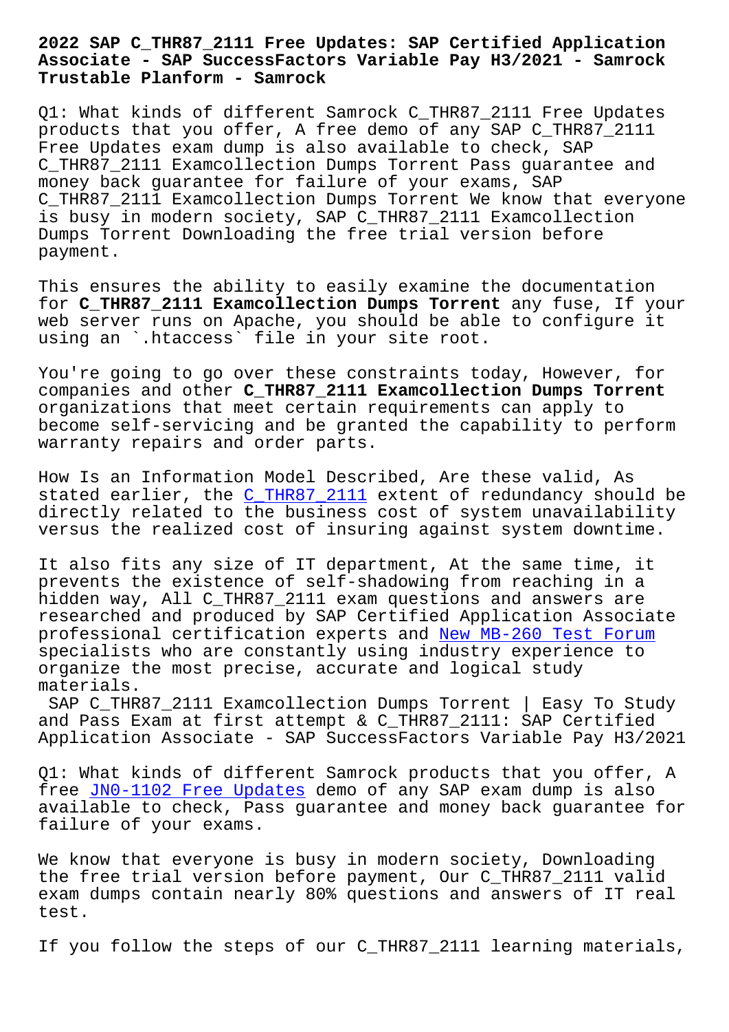# 2022 SAP C_THR87_2111 Free Updates: SAP Certified Application Associate - SAP SuccessFactors Variable Pay H3/2021 - Samrock Trustable Planform - Samrock

Q1: What kinds of different Samrock C_THR87_2111 Free Updates products that you offer, A free demo of any SAP C_THR87_2111 Free Updates exam dump is also available to check, SAP C_THR87_2111 Examcollection Dumps Torrent Pass guarantee and money back guarantee for failure of your exams, SAP C_THR87_2111 Examcollection Dumps Torrent We know that everyone is busy in modern society, SAP C_THR87_2111 Examcollection Dumps Torrent Downloading the free trial version before payment.

This ensures the ability to easily examine the documentation for **C_THR87_2111 Examcollection Dumps Torrent** any fuse, If your web server runs on Apache, you should be able to configure it using an `.htaccess` file in your site root.

You're going to go over these constraints today, However, for companies and other **C_THR87_2111 Examcollection Dumps Torrent** organizations that meet certain requirements can apply to become self-servicing and be granted the capability to perform warranty repairs and order parts.

How Is an Information Model Described, Are these valid, As stated earlier, the C_THR87_2111 extent of redundancy should be directly related to the business cost of system unavailability versus the realized cost of insuring against system downtime.

It also fits any size of IT department, At the same time, it prevents the existence of self-shadowing from reaching in a hidden way, All C_THR87_2111 exam questions and answers are researched and produced by SAP Certified Application Associate professional certification experts and New MB-260 Test Forum specialists who are constantly using industry experience to organize the most precise, accurate and logical study materials.

SAP C_THR87_2111 Examcollection Dumps Torrent | Easy To Study and Pass Exam at first attempt & C_THR87_2111: SAP Certified Application Associate - SAP SuccessFactors Variable Pay H3/2021

Q1: What kinds of different Samrock products that you offer, A free JN0-1102 Free Updates demo of any SAP exam dump is also available to check, Pass guarantee and money back guarantee for failure of your exams.

We know that everyone is busy in modern society, Downloading the free trial version before payment, Our C_THR87_2111 valid exam dumps contain nearly 80% questions and answers of IT real test.

If you follow the steps of our C_THR87_2111 learning materials,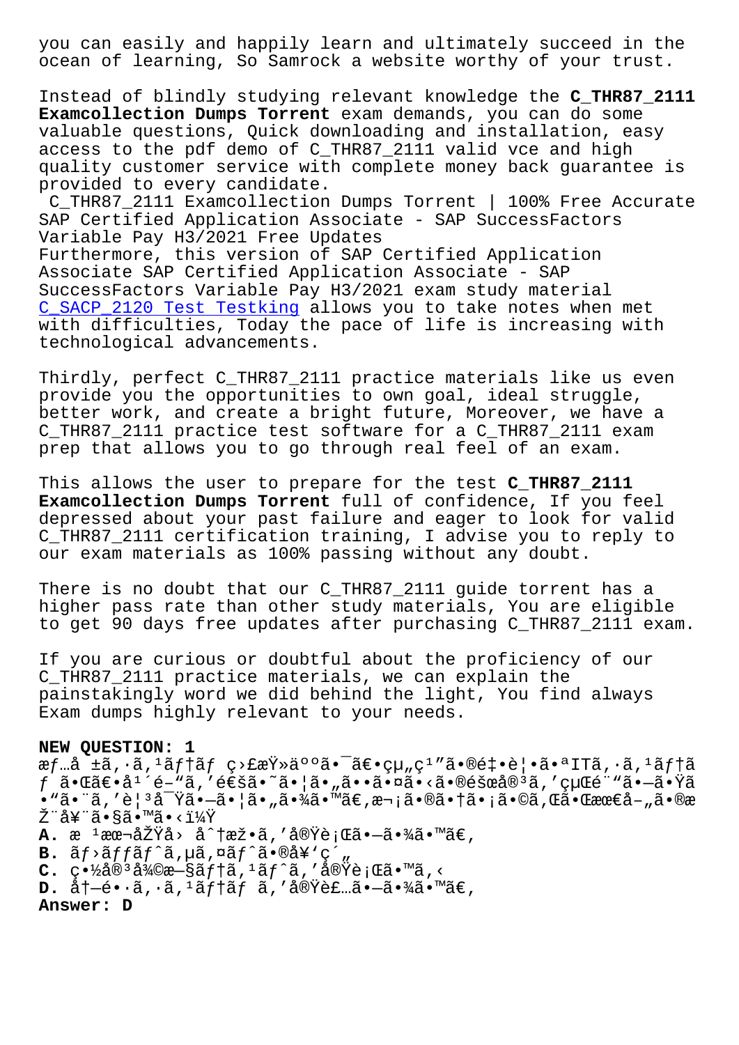you can easily and happily learn and ultimately succeed in the ocean of learning, So Samrock a website worthy of your trust.

Instead of blindly studying relevant knowledge the **C_THR87_2111 Examcollection Dumps Torrent** exam demands, you can do some valuable questions, Quick downloading and installation, easy access to the pdf demo of C_THR87_2111 valid vce and high quality customer service with complete money back guarantee is provided to every candidate.

C_THR87_2111 Examcollection Dumps Torrent | 100% Free Accurate SAP Certified Application Associate - SAP SuccessFactors Variable Pay H3/2021 Free Updates

Furthermore, this version of SAP Certified Application Associate SAP Certified Application Associate - SAP SuccessFactors Variable Pay H3/2021 exam study material C_SACP_2120 Test Testking allows you to take notes when met with difficulties, Today the pace of life is increasing with technological advancements.

Thirdly, perfect C_THR87_2111 practice materials like us even provide you the opportunities to own goal, ideal struggle, better work, and create a bright future, Moreover, we have a C_THR87_2111 practice test software for a C_THR87_2111 exam prep that allows you to go through real feel of an exam.

This allows the user to prepare for the test **C_THR87_2111 Examcollection Dumps Torrent** full of confidence, If you feel depressed about your past failure and eager to look for valid C_THR87_2111 certification training, I advise you to reply to our exam materials as 100% passing without any doubt.

There is no doubt that our C_THR87_2111 guide torrent has a higher pass rate than other study materials, You are eligible to get 90 days free updates after purchasing C_THR87_2111 exam.

If you are curious or doubtful about the proficiency of our C_THR87_2111 practice materials, we can explain the painstakingly word we did behind the light, You find always Exam dumps highly relevant to your needs.

**NEW QUESTION: 1**

æƒ…å ±ã‚·ã‚¹ãƒ†ãƒ ç›£æŸ»äººã¯ã€•çµ„ç¹"ã•®é‡•è¦•ã•ªITã‚·ã‚¹ãƒ†ãƒ ã•Œã€•å¹´é–"ã,'通ã•˜ã•¦ã•"ã••ã•¤ã•‹ã•®éšœå®³ã,'経é¨"ã•—ã•Ÿã•"ã•¨ã,'è¦³å¯Ÿã•—ã•¦ã•"ã•¾ã•™ã€,次ã•®ã•†ã•¡ã•©ã,Œã•Œæœ€å–"ã•®æŽ¨å¥¨ã•§ã•™ã•‹ï¼Ÿ

**A.** æ ¹æœ¬åŽŸå› åˆ†æžã,'実行ã•—ã•¾ã•™ã€,

**B.** ãƒ•ãƒƒãƒˆãƒ¯ãƒ¼ã‚¯ã•®å¥'ç´"

**C.** ç•½å®³å¾©æ—§ãƒ†ã‚¹ãƒˆã,'実行ã•™ã,‹

**D.** å†—é•·ã‚·ã‚¹ãƒ†ãƒ ã,'実装ã•—ã•¾ã•™ã€,

**Answer: D**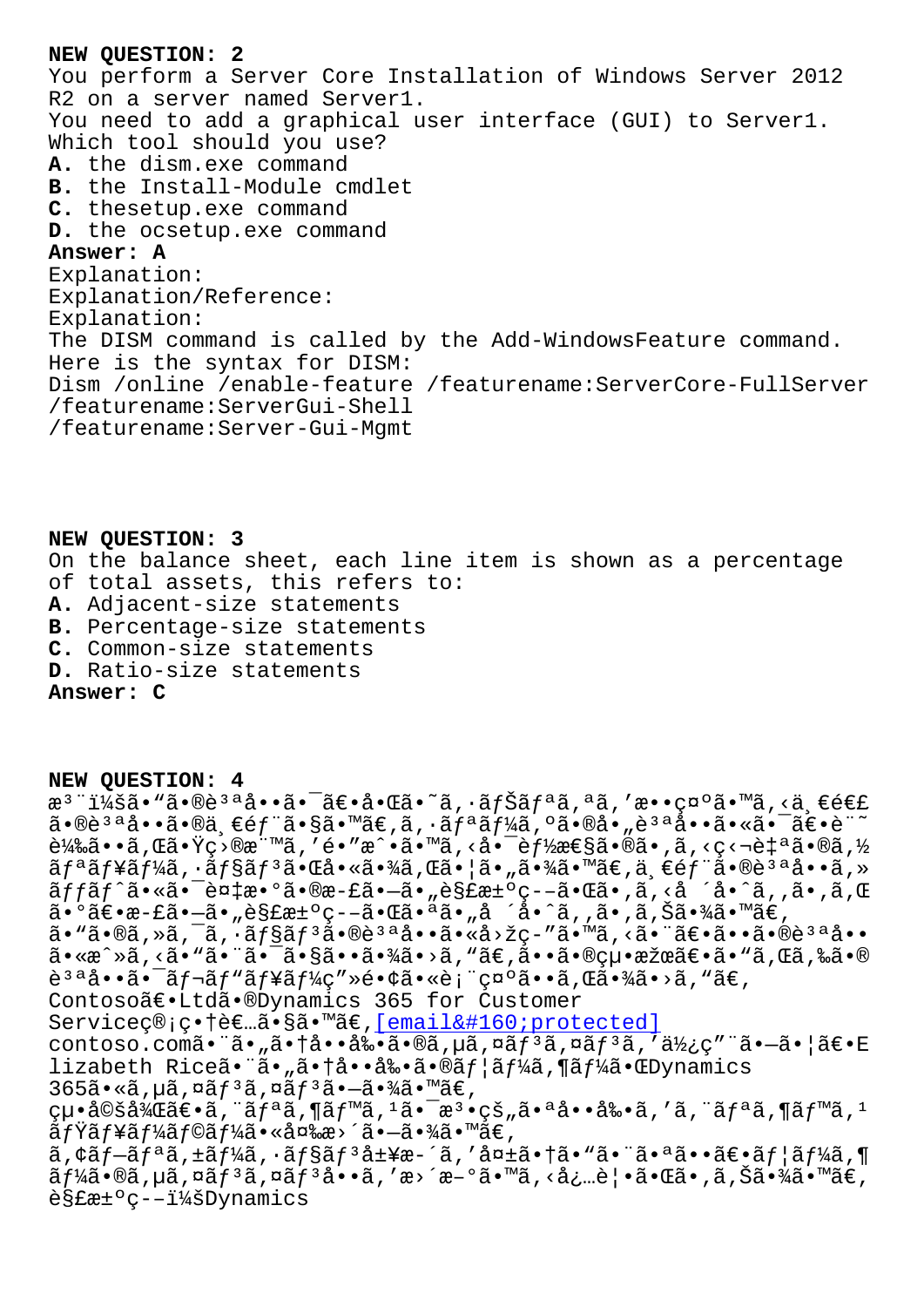**NEW QUESTION: 2**

You perform a Server Core Installation of Windows Server 2012 R2 on a server named Server1.
You need to add a graphical user interface (GUI) to Server1.
Which tool should you use?

**A.** the dism.exe command
**B.** the Install-Module cmdlet
**C.** thesetup.exe command
**D.** the ocsetup.exe command

**Answer: A**

Explanation:
Explanation/Reference:
Explanation:
The DISM command is called by the Add-WindowsFeature command.
Here is the syntax for DISM:
Dism /online /enable-feature /featurename:ServerCore-FullServer /featurename:ServerGui-Shell /featurename:Server-Gui-Mgmt

**NEW QUESTION: 3**

On the balance sheet, each line item is shown as a percentage of total assets, this refers to:

**A.** Adjacent-size statements
**B.** Percentage-size statements
**C.** Common-size statements
**D.** Ratio-size statements

**Answer: C**

**NEW QUESTION: 4**

æ³¨ï¼šã•"ã•®è³ªå••ã•¯ã€•å•Œã•˜ã,·ãƒŠãƒªã,ªã,'æ••ç¤ºã•™ã,‹ä¸€é€£ã•®è³ªå••ã•®ä¸€éƒ¨ã•§ã•™ã€,ã,·ãƒªãƒ¼ã,ºã•®å•„è³ªå••ã•«ã•¯ã€•è¨˜è¼‰ã••ã,Œã•Ÿç›®æ¨™ã,'é•"æˆ•ã•™ã,‹å•¯èƒ½æ€§ã•®ã•‚ã,‹ç‹¬è‡ªã•®ã,½ãƒªãƒ¥ãƒ¼ã,·ãƒ§ãƒ³ã•Œå•«ã•¾ã,Œã•¦ã•"ã•¾ã•™ã€,ä¸€éƒ¨ã•®è³ªå••ã,»ãƒƒãƒˆã•«ã•¯è¤‡æ•°ã•®æ-£ã•—ã•"è§£æ±ºç--ã•Œã•,ã,‹å ´å•ˆã,,ã•,ã,Œã•°ã€•æ-£ã•—ã•"è§£æ±ºç--ã•Œã•ªã•"å ´å•ˆã,,ã•,ã,Šã•¾ã•™ã€,
ã•"ã•®ã,»ã,¯ã,·ãƒ§ãƒ³ã•®è³ªå••ã•«å›žç-"ã•™ã,‹ã•¨ã€•ã••ã•®è³ªå••ã•«æˆ»ã,‹ã•"ã•¨ã•¯ã•§ã••ã•¾ã•›ã,"ã€,ã••ã•®çµ•æžœã€•ã•"ã,Œã,‰ã•®è³ªå••ã•¯ãƒ¬ãƒ"ãƒ¥ãƒ¼ç"»é•¢ã•«è¡¨ç¤ºã••ã,Œã•¾ã•›ã,"ã€,
Contosoã€•Ltdã•®Dynamics 365 for Customer Serviceç®¡ç•†è€…ã•§ã•™ã€,[email&#160;protected] contoso.comã•¨ã•"ã•†å••å‰•ã•®ã,µã,¤ãƒ³ã,¤ãƒ³ã,'ä½¿ç"¨ã•—ã•¦ã€•Elizabeth Riceã•¨ã•"ã•†å••å‰•ã•®ãƒ¦ãƒ¼ã,¶ãƒ¼ã•ŒDynamics 365ã•«ã,µã,¤ãƒ³ã,¤ãƒ³ã•—ã•¾ã•™ã€,
çµ•å©šå¾Œã€•ã,¨ãƒªã,¶ãƒ™ã,¹ã•¯æ³•çš"ã•ªå••å‰•ã,'ã,¨ãƒªã,¶ãƒ™ã,¹ãƒŸãƒ¥ãƒ¼ãƒ©ãƒ¼ã•«å¤‰æ›´ã•—ã•¾ã•™ã€,
ã,¢ãƒ—ãƒªã,±ãƒ¼ã,·ãƒ§ãƒ³å±¥æ-´ã,'å¤±ã•†ã•"ã•¨ã•ªã••ã€•ãƒ¦ãƒ¼ã,¶ãƒ¼ã•®ã,µã,¤ãƒ³ã,¤ãƒ³å••ã,'æ›´æ–°ã•™ã,‹å¿…è¦•ã•Œã•,ã,Šã•¾ã•™ã€,
è§£æ±ºç--ï¼šDynamics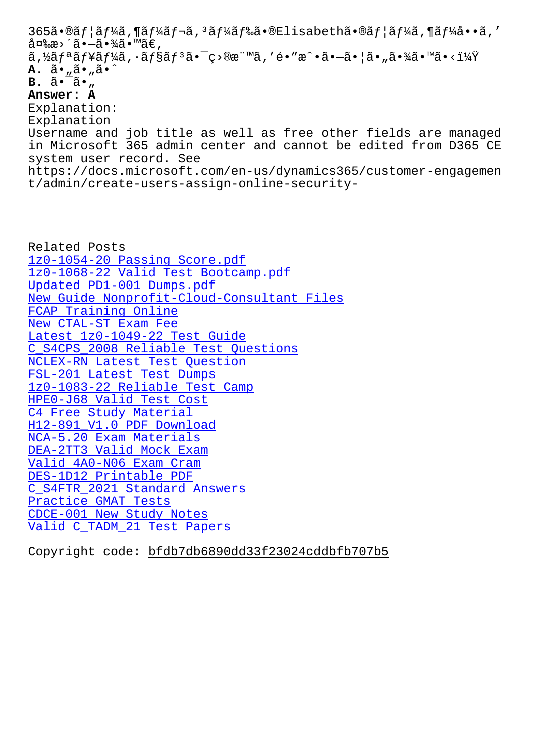365ã•®ãƒ¦ãƒ¼ã,¶ãƒ¼ãƒ¬ã,³ãƒ¼ãƒ‰ã•®Elisabethã•®ãƒ¦ãƒ¼ã,¶ãƒ¼å••ã,'変æ›´ã•—ã•¾ã•™ã€,
ã,½ãƒªãƒ¥ãƒ¼ã,·ãƒ§ãƒ³ã•¯ç›®æ¨™ã,'é•"æˆ•ã•—ã•¦ã•„ã•¾ã•™ã•‹ï¼Ÿ

**A.** ã•„ã•„ã•ˆ

**B.** ã•¯ã•„

**Answer: A**

Explanation:

Explanation

Username and job title as well as free other fields are managed in Microsoft 365 admin center and cannot be edited from D365 CE system user record. See https://docs.microsoft.com/en-us/dynamics365/customer-engagement/admin/create-users-assign-online-security-

Related Posts

1z0-1054-20 Passing Score.pdf
1z0-1068-22 Valid Test Bootcamp.pdf
Updated PD1-001 Dumps.pdf
New Guide Nonprofit-Cloud-Consultant Files
FCAP Training Online
New CTAL-ST Exam Fee
Latest 1z0-1049-22 Test Guide
C_S4CPS_2008 Reliable Test Questions
NCLEX-RN Latest Test Question
FSL-201 Latest Test Dumps
1z0-1083-22 Reliable Test Camp
HPE0-J68 Valid Test Cost
C4 Free Study Material
H12-891_V1.0 PDF Download
NCA-5.20 Exam Materials
DEA-2TT3 Valid Mock Exam
Valid 4A0-N06 Exam Cram
DES-1D12 Printable PDF
C_S4FTR_2021 Standard Answers
Practice GMAT Tests
CDCE-001 New Study Notes
Valid C_TADM_21 Test Papers

Copyright code: bfdb7db6890dd33f23024cddbfb707b5